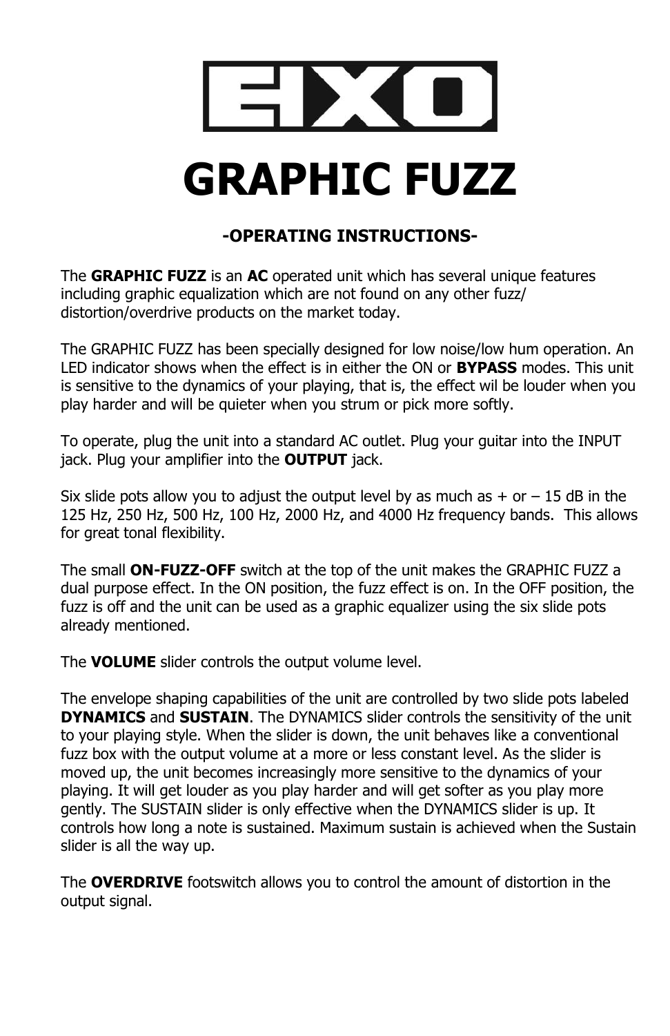# EHX

# GRAPHIC FUZZ

### -OPERATING INSTRUCTIONS-

The **GRAPHIC FUZZ** is an **AC** operated unit which has several unique features including graphic equalization which are not found on any other fuzz/ distortion/overdrive products on the market today.

The GRAPHIC FUZZ has been specially designed for low noise/low hum operation. An LED indicator shows when the effect is in either the ON or **BYPASS** modes. This unit is sensitive to the dynamics of your playing, that is, the effect wil be louder when you play harder and will be quieter when you strum or pick more softly.

To operate, plug the unit into a standard AC outlet. Plug your guitar into the INPUT jack. Plug your amplifier into the **OUTPUT** jack.

Six slide pots allow you to adjust the output level by as much as + or – 15 dB in the 125 Hz, 250 Hz, 500 Hz, 100 Hz, 2000 Hz, and 4000 Hz frequency bands.  This allows for great tonal flexibility.

The small **ON-FUZZ-OFF** switch at the top of the unit makes the GRAPHIC FUZZ a dual purpose effect. In the ON position, the fuzz effect is on. In the OFF position, the fuzz is off and the unit can be used as a graphic equalizer using the six slide pots already mentioned.

The **VOLUME** slider controls the output volume level.

The envelope shaping capabilities of the unit are controlled by two slide pots labeled **DYNAMICS** and **SUSTAIN**. The DYNAMICS slider controls the sensitivity of the unit to your playing style. When the slider is down, the unit behaves like a conventional fuzz box with the output volume at a more or less constant level. As the slider is moved up, the unit becomes increasingly more sensitive to the dynamics of your playing. It will get louder as you play harder and will get softer as you play more gently. The SUSTAIN slider is only effective when the DYNAMICS slider is up. It controls how long a note is sustained. Maximum sustain is achieved when the Sustain slider is all the way up.

The **OVERDRIVE** footswitch allows you to control the amount of distortion in the output signal.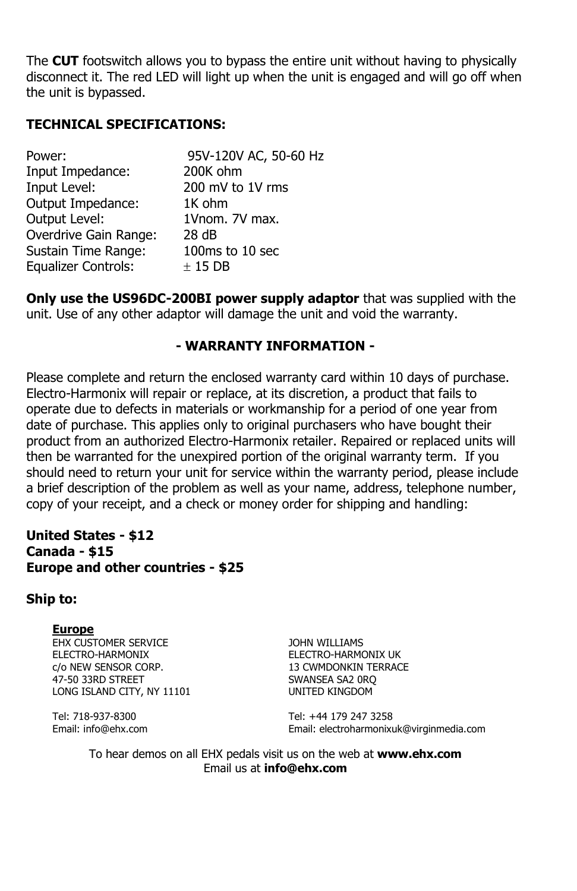The **CUT** footswitch allows you to bypass the entire unit without having to physically disconnect it. The red LED will light up when the unit is engaged and will go off when the unit is bypassed.

**TECHNICAL SPECIFICATIONS:**

| | |
|---|---|
| Power: | 95V-120V AC, 50-60 Hz |
| Input Impedance: | 200K ohm |
| Input Level: | 200 mV to 1V rms |
| Output Impedance: | 1K ohm |
| Output Level: | 1Vnom. 7V max. |
| Overdrive Gain Range: | 28 dB |
| Sustain Time Range: | 100ms to 10 sec |
| Equalizer Controls: | ± 15 DB |

**Only use the US96DC-200BI power supply adaptor** that was supplied with the unit. Use of any other adaptor will damage the unit and void the warranty.

## - WARRANTY INFORMATION -

Please complete and return the enclosed warranty card within 10 days of purchase. Electro-Harmonix will repair or replace, at its discretion, a product that fails to operate due to defects in materials or workmanship for a period of one year from date of purchase. This applies only to original purchasers who have bought their product from an authorized Electro-Harmonix retailer. Repaired or replaced units will then be warranted for the unexpired portion of the original warranty term. If you should need to return your unit for service within the warranty period, please include a brief description of the problem as well as your name, address, telephone number, copy of your receipt, and a check or money order for shipping and handling:

**United States - $12**
**Canada - $15**
**Europe and other countries - $25**

**Ship to:**

**Europe**

EHX CUSTOMER SERVICE
ELECTRO-HARMONIX
c/o NEW SENSOR CORP.
47-50 33RD STREET
LONG ISLAND CITY, NY 11101

Tel: 718-937-8300
Email: info@ehx.com

JOHN WILLIAMS
ELECTRO-HARMONIX UK
13 CWMDONKIN TERRACE
SWANSEA SA2 0RQ
UNITED KINGDOM

Tel: +44 179 247 3258
Email: electroharmonixuk@virginmedia.com

To hear demos on all EHX pedals visit us on the web at **www.ehx.com**
Email us at **info@ehx.com**